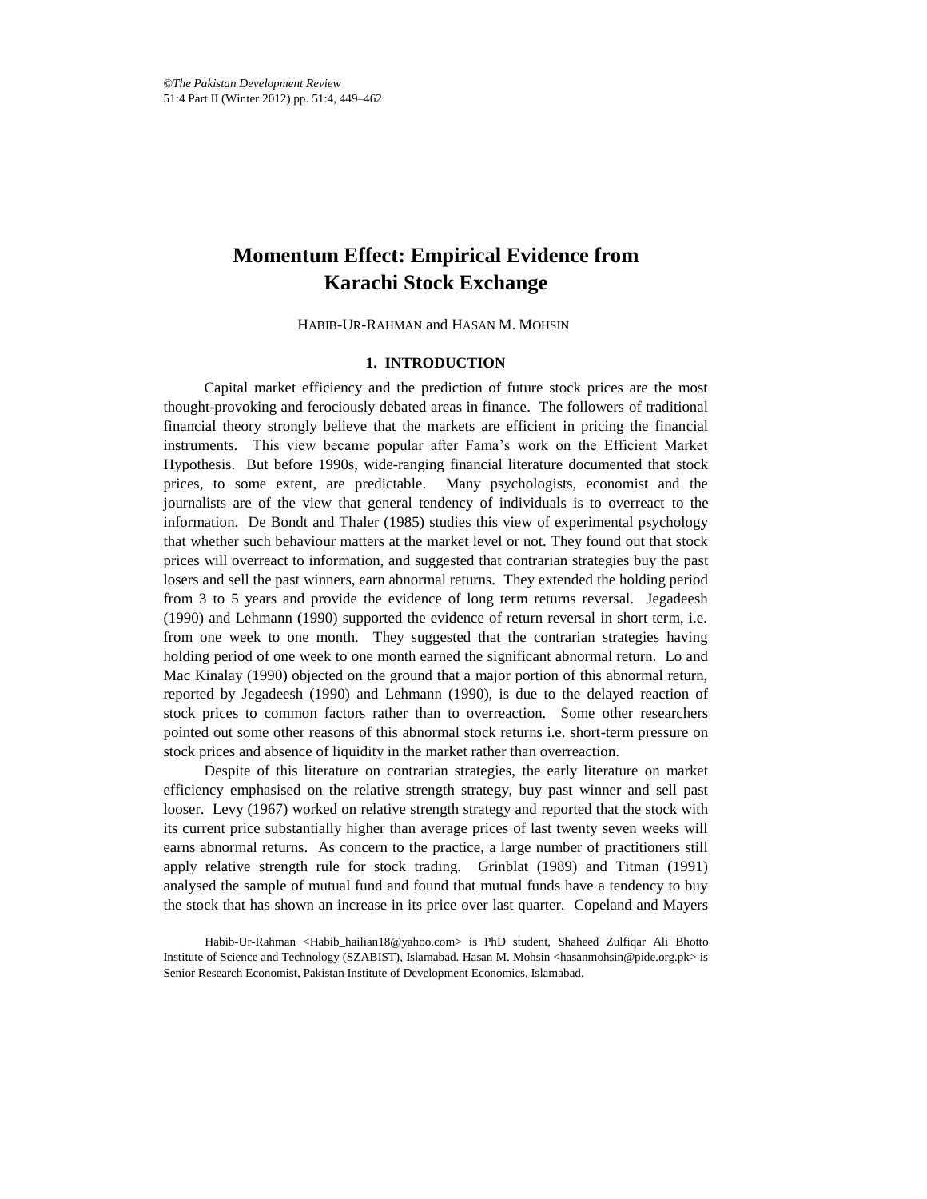# Momentum Effect: Empirical Evidence from Karachi Stock Exchange

HABIB-UR-RAHMAN and HASAN M. MOHSIN

## 1. INTRODUCTION

Capital market efficiency and the prediction of future stock prices are the most thought-provoking and ferociously debated areas in finance. The followers of traditional financial theory strongly believe that the markets are efficient in pricing the financial instruments. This view became popular after Fama's work on the Efficient Market Hypothesis. But before 1990s, wide-ranging financial literature documented that stock prices, to some extent, are predictable. Many psychologists, economist and the journalists are of the view that general tendency of individuals is to overreact to the information. De Bondt and Thaler (1985) studies this view of experimental psychology that whether such behaviour matters at the market level or not. They found out that stock prices will overreact to information, and suggested that contrarian strategies buy the past losers and sell the past winners, earn abnormal returns. They extended the holding period from 3 to 5 years and provide the evidence of long term returns reversal. Jegadeesh (1990) and Lehmann (1990) supported the evidence of return reversal in short term, i.e. from one week to one month. They suggested that the contrarian strategies having holding period of one week to one month earned the significant abnormal return. Lo and Mac Kinalay (1990) objected on the ground that a major portion of this abnormal return, reported by Jegadeesh (1990) and Lehmann (1990), is due to the delayed reaction of stock prices to common factors rather than to overreaction. Some other researchers pointed out some other reasons of this abnormal stock returns i.e. short-term pressure on stock prices and absence of liquidity in the market rather than overreaction.

Despite of this literature on contrarian strategies, the early literature on market efficiency emphasised on the relative strength strategy, buy past winner and sell past looser. Levy (1967) worked on relative strength strategy and reported that the stock with its current price substantially higher than average prices of last twenty seven weeks will earns abnormal returns. As concern to the practice, a large number of practitioners still apply relative strength rule for stock trading. Grinblat (1989) and Titman (1991) analysed the sample of mutual fund and found that mutual funds have a tendency to buy the stock that has shown an increase in its price over last quarter. Copeland and Mayers

Habib-Ur-Rahman <Habib_hailian18@yahoo.com> is PhD student, Shaheed Zulfiqar Ali Bhotto Institute of Science and Technology (SZABIST), Islamabad. Hasan M. Mohsin <hasanmohsin@pide.org.pk> is Senior Research Economist, Pakistan Institute of Development Economics, Islamabad.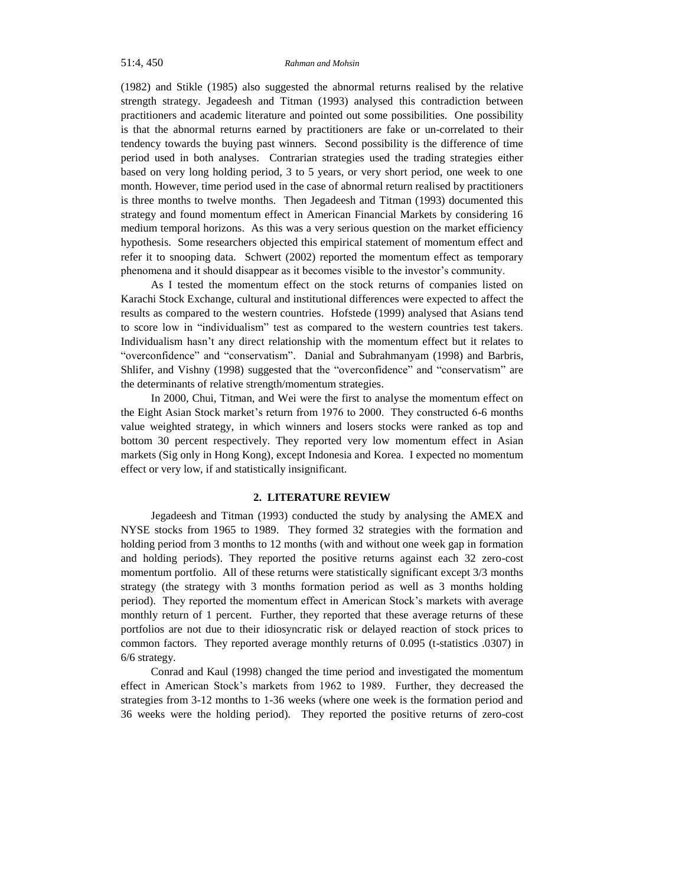(1982) and Stikle (1985) also suggested the abnormal returns realised by the relative strength strategy. Jegadeesh and Titman (1993) analysed this contradiction between practitioners and academic literature and pointed out some possibilities. One possibility is that the abnormal returns earned by practitioners are fake or un-correlated to their tendency towards the buying past winners. Second possibility is the difference of time period used in both analyses. Contrarian strategies used the trading strategies either based on very long holding period, 3 to 5 years, or very short period, one week to one month. However, time period used in the case of abnormal return realised by practitioners is three months to twelve months. Then Jegadeesh and Titman (1993) documented this strategy and found momentum effect in American Financial Markets by considering 16 medium temporal horizons. As this was a very serious question on the market efficiency hypothesis. Some researchers objected this empirical statement of momentum effect and refer it to snooping data. Schwert (2002) reported the momentum effect as temporary phenomena and it should disappear as it becomes visible to the investor's community.

As I tested the momentum effect on the stock returns of companies listed on Karachi Stock Exchange, cultural and institutional differences were expected to affect the results as compared to the western countries. Hofstede (1999) analysed that Asians tend to score low in "individualism" test as compared to the western countries test takers. Individualism hasn't any direct relationship with the momentum effect but it relates to "overconfidence" and "conservatism". Danial and Subrahmanyam (1998) and Barbris, Shlifer, and Vishny (1998) suggested that the "overconfidence" and "conservatism" are the determinants of relative strength/momentum strategies.

In 2000, Chui, Titman, and Wei were the first to analyse the momentum effect on the Eight Asian Stock market's return from 1976 to 2000. They constructed 6-6 months value weighted strategy, in which winners and losers stocks were ranked as top and bottom 30 percent respectively. They reported very low momentum effect in Asian markets (Sig only in Hong Kong), except Indonesia and Korea. I expected no momentum effect or very low, if and statistically insignificant.

## 2. LITERATURE REVIEW

Jegadeesh and Titman (1993) conducted the study by analysing the AMEX and NYSE stocks from 1965 to 1989. They formed 32 strategies with the formation and holding period from 3 months to 12 months (with and without one week gap in formation and holding periods). They reported the positive returns against each 32 zero-cost momentum portfolio. All of these returns were statistically significant except 3/3 months strategy (the strategy with 3 months formation period as well as 3 months holding period). They reported the momentum effect in American Stock's markets with average monthly return of 1 percent. Further, they reported that these average returns of these portfolios are not due to their idiosyncratic risk or delayed reaction of stock prices to common factors. They reported average monthly returns of 0.095 (t-statistics .0307) in 6/6 strategy.

Conrad and Kaul (1998) changed the time period and investigated the momentum effect in American Stock's markets from 1962 to 1989. Further, they decreased the strategies from 3-12 months to 1-36 weeks (where one week is the formation period and 36 weeks were the holding period). They reported the positive returns of zero-cost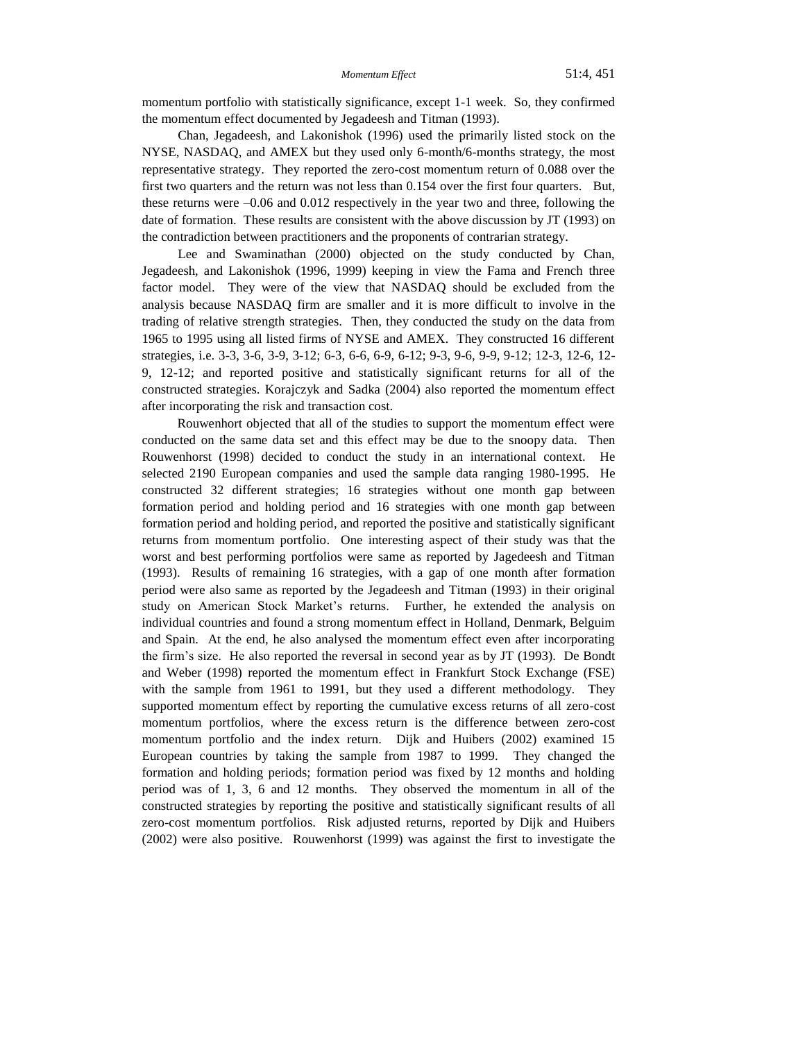momentum portfolio with statistically significance, except 1-1 week. So, they confirmed the momentum effect documented by Jegadeesh and Titman (1993).

Chan, Jegadeesh, and Lakonishok (1996) used the primarily listed stock on the NYSE, NASDAQ, and AMEX but they used only 6-month/6-months strategy, the most representative strategy. They reported the zero-cost momentum return of 0.088 over the first two quarters and the return was not less than 0.154 over the first four quarters. But, these returns were –0.06 and 0.012 respectively in the year two and three, following the date of formation. These results are consistent with the above discussion by JT (1993) on the contradiction between practitioners and the proponents of contrarian strategy.

Lee and Swaminathan (2000) objected on the study conducted by Chan, Jegadeesh, and Lakonishok (1996, 1999) keeping in view the Fama and French three factor model. They were of the view that NASDAQ should be excluded from the analysis because NASDAQ firm are smaller and it is more difficult to involve in the trading of relative strength strategies. Then, they conducted the study on the data from 1965 to 1995 using all listed firms of NYSE and AMEX. They constructed 16 different strategies, i.e. 3-3, 3-6, 3-9, 3-12; 6-3, 6-6, 6-9, 6-12; 9-3, 9-6, 9-9, 9-12; 12-3, 12-6, 12-9, 12-12; and reported positive and statistically significant returns for all of the constructed strategies. Korajczyk and Sadka (2004) also reported the momentum effect after incorporating the risk and transaction cost.

Rouwenhort objected that all of the studies to support the momentum effect were conducted on the same data set and this effect may be due to the snoopy data. Then Rouwenhorst (1998) decided to conduct the study in an international context. He selected 2190 European companies and used the sample data ranging 1980-1995. He constructed 32 different strategies; 16 strategies without one month gap between formation period and holding period and 16 strategies with one month gap between formation period and holding period, and reported the positive and statistically significant returns from momentum portfolio. One interesting aspect of their study was that the worst and best performing portfolios were same as reported by Jagedeesh and Titman (1993). Results of remaining 16 strategies, with a gap of one month after formation period were also same as reported by the Jegadeesh and Titman (1993) in their original study on American Stock Market's returns. Further, he extended the analysis on individual countries and found a strong momentum effect in Holland, Denmark, Belguim and Spain. At the end, he also analysed the momentum effect even after incorporating the firm's size. He also reported the reversal in second year as by JT (1993). De Bondt and Weber (1998) reported the momentum effect in Frankfurt Stock Exchange (FSE) with the sample from 1961 to 1991, but they used a different methodology. They supported momentum effect by reporting the cumulative excess returns of all zero-cost momentum portfolios, where the excess return is the difference between zero-cost momentum portfolio and the index return. Dijk and Huibers (2002) examined 15 European countries by taking the sample from 1987 to 1999. They changed the formation and holding periods; formation period was fixed by 12 months and holding period was of 1, 3, 6 and 12 months. They observed the momentum in all of the constructed strategies by reporting the positive and statistically significant results of all zero-cost momentum portfolios. Risk adjusted returns, reported by Dijk and Huibers (2002) were also positive. Rouwenhorst (1999) was against the first to investigate the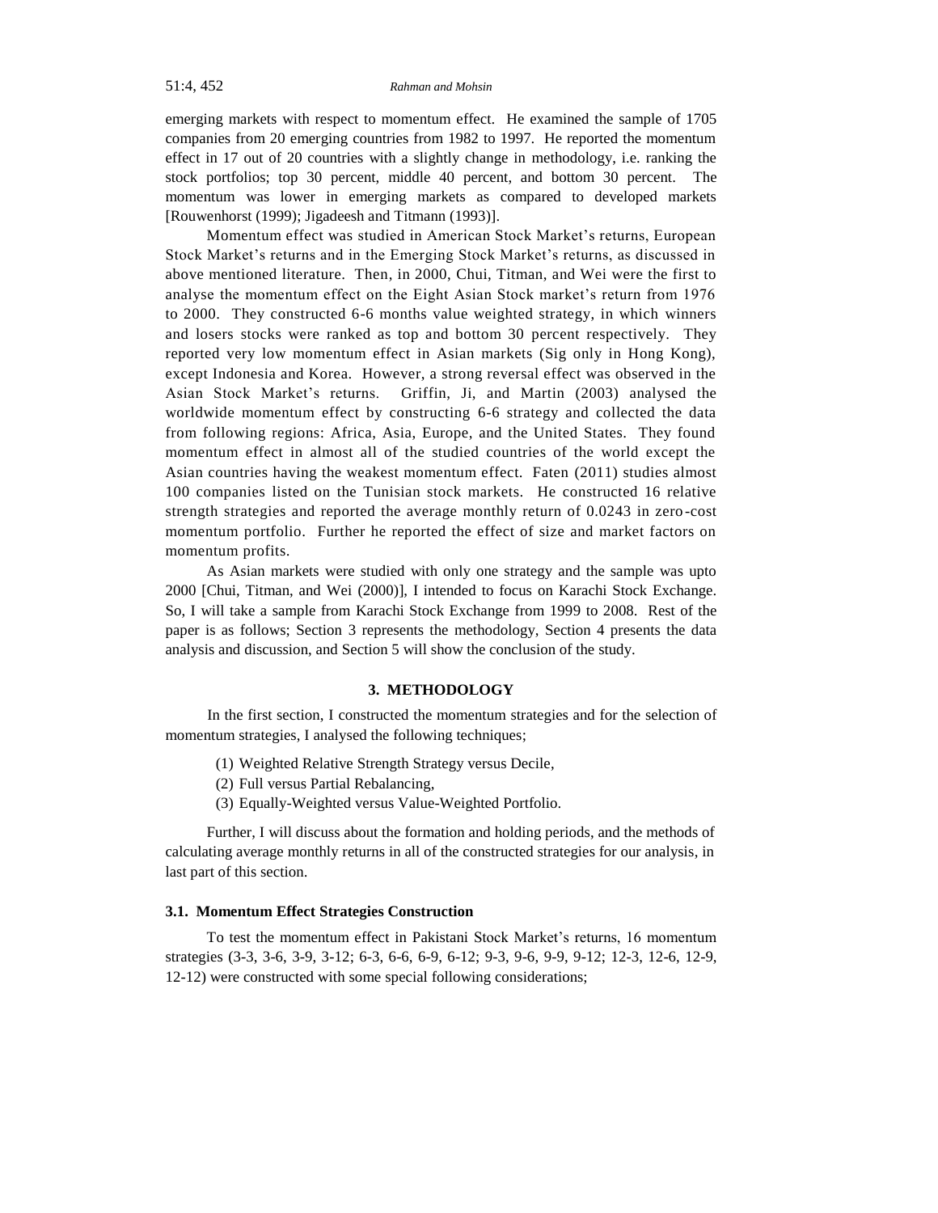emerging markets with respect to momentum effect. He examined the sample of 1705 companies from 20 emerging countries from 1982 to 1997. He reported the momentum effect in 17 out of 20 countries with a slightly change in methodology, i.e. ranking the stock portfolios; top 30 percent, middle 40 percent, and bottom 30 percent. The momentum was lower in emerging markets as compared to developed markets [Rouwenhorst (1999); Jigadeesh and Titmann (1993)].

Momentum effect was studied in American Stock Market's returns, European Stock Market's returns and in the Emerging Stock Market's returns, as discussed in above mentioned literature. Then, in 2000, Chui, Titman, and Wei were the first to analyse the momentum effect on the Eight Asian Stock market's return from 1976 to 2000. They constructed 6-6 months value weighted strategy, in which winners and losers stocks were ranked as top and bottom 30 percent respectively. They reported very low momentum effect in Asian markets (Sig only in Hong Kong), except Indonesia and Korea. However, a strong reversal effect was observed in the Asian Stock Market's returns. Griffin, Ji, and Martin (2003) analysed the worldwide momentum effect by constructing 6-6 strategy and collected the data from following regions: Africa, Asia, Europe, and the United States. They found momentum effect in almost all of the studied countries of the world except the Asian countries having the weakest momentum effect. Faten (2011) studies almost 100 companies listed on the Tunisian stock markets. He constructed 16 relative strength strategies and reported the average monthly return of 0.0243 in zero-cost momentum portfolio. Further he reported the effect of size and market factors on momentum profits.

As Asian markets were studied with only one strategy and the sample was upto 2000 [Chui, Titman, and Wei (2000)], I intended to focus on Karachi Stock Exchange. So, I will take a sample from Karachi Stock Exchange from 1999 to 2008. Rest of the paper is as follows; Section 3 represents the methodology, Section 4 presents the data analysis and discussion, and Section 5 will show the conclusion of the study.

## 3. METHODOLOGY

In the first section, I constructed the momentum strategies and for the selection of momentum strategies, I analysed the following techniques;

(1) Weighted Relative Strength Strategy versus Decile,

(2) Full versus Partial Rebalancing,

(3) Equally-Weighted versus Value-Weighted Portfolio.

Further, I will discuss about the formation and holding periods, and the methods of calculating average monthly returns in all of the constructed strategies for our analysis, in last part of this section.

### 3.1. Momentum Effect Strategies Construction

To test the momentum effect in Pakistani Stock Market's returns, 16 momentum strategies (3-3, 3-6, 3-9, 3-12; 6-3, 6-6, 6-9, 6-12; 9-3, 9-6, 9-9, 9-12; 12-3, 12-6, 12-9, 12-12) were constructed with some special following considerations;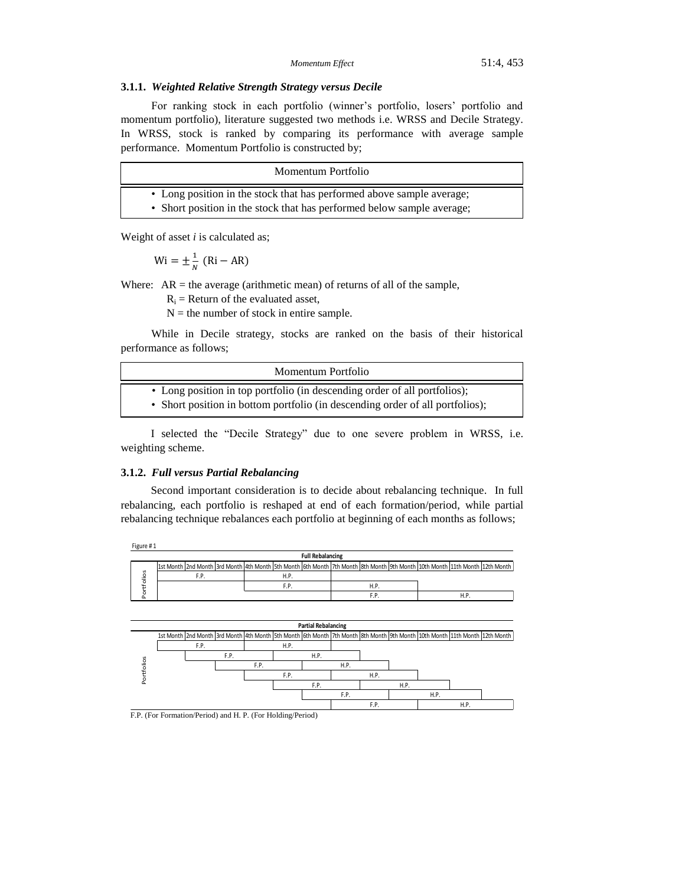### 3.1.1. *Weighted Relative Strength Strategy versus Decile*

For ranking stock in each portfolio (winner's portfolio, losers' portfolio and momentum portfolio), literature suggested two methods i.e. WRSS and Decile Strategy. In WRSS, stock is ranked by comparing its performance with average sample performance. Momentum Portfolio is constructed by;

| Momentum Portfolio |
|---|
| • Long position in the stock that has performed above sample average;<br>• Short position in the stock that has performed below sample average; |

Weight of asset *i* is calculated as;

$$\mathrm{Wi} = \pm \frac{1}{N}\ (\mathrm{Ri} - \mathrm{AR})$$

Where: AR = the average (arithmetic mean) of returns of all of the sample,

$R_i$ = Return of the evaluated asset,

N = the number of stock in entire sample.

While in Decile strategy, stocks are ranked on the basis of their historical performance as follows;

| Momentum Portfolio |
|---|
| • Long position in top portfolio (in descending order of all portfolios);<br>• Short position in bottom portfolio (in descending order of all portfolios); |

I selected the "Decile Strategy" due to one severe problem in WRSS, i.e. weighting scheme.

### 3.1.2. *Full versus Partial Rebalancing*

Second important consideration is to decide about rebalancing technique. In full rebalancing, each portfolio is reshaped at end of each formation/period, while partial rebalancing technique rebalances each portfolio at beginning of each months as follows;

Figure # 1

**Full Rebalancing**

| Portfolios | 1st Month | 2nd Month | 3rd Month | 4th Month | 5th Month | 6th Month | 7th Month | 8th Month | 9th Month | 10th Month | 11th Month | 12th Month |
|---|---|---|---|---|---|---|---|---|---|---|---|---|
| | F.P. | | | H.P. | | | | | | | | |
| | | | | F.P. | | | H.P. | | | | | |
| | | | | | | | F.P. | | | H.P. | | |

**Partial Rebalancing**

| Portfolios | 1st Month | 2nd Month | 3rd Month | 4th Month | 5th Month | 6th Month | 7th Month | 8th Month | 9th Month | 10th Month | 11th Month | 12th Month |
|---|---|---|---|---|---|---|---|---|---|---|---|---|
| | F.P. | | | H.P. | | | | | | | | |
| | | F.P. | | | H.P. | | | | | | | |
| | | | F.P. | | | H.P. | | | | | | |
| | | | | F.P. | | | H.P. | | | | | |
| | | | | | F.P. | | | H.P. | | | | |
| | | | | | | F.P. | | | H.P. | | | |
| | | | | | | | F.P. | | | H.P. | | |

F.P. (For Formation/Period) and H. P. (For Holding/Period)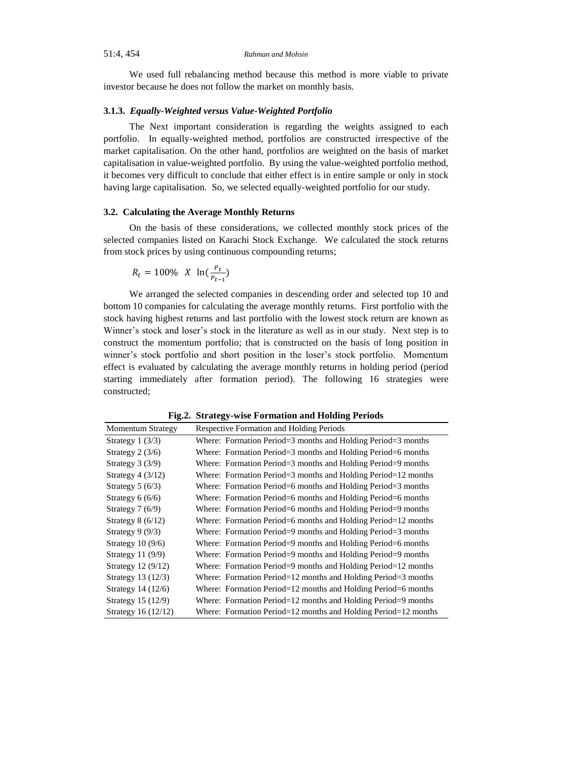We used full rebalancing method because this method is more viable to private investor because he does not follow the market on monthly basis.

### 3.1.3. *Equally-Weighted versus Value-Weighted Portfolio*

The Next important consideration is regarding the weights assigned to each portfolio. In equally-weighted method, portfolios are constructed irrespective of the market capitalisation. On the other hand, portfolios are weighted on the basis of market capitalisation in value-weighted portfolio. By using the value-weighted portfolio method, it becomes very difficult to conclude that either effect is in entire sample or only in stock having large capitalisation. So, we selected equally-weighted portfolio for our study.

## 3.2. Calculating the Average Monthly Returns

On the basis of these considerations, we collected monthly stock prices of the selected companies listed on Karachi Stock Exchange. We calculated the stock returns from stock prices by using continuous compounding returns;

$$R_t = 100\% \;\; X \;\; \ln(\frac{P_t}{P_{t-1}})$$

We arranged the selected companies in descending order and selected top 10 and bottom 10 companies for calculating the average monthly returns. First portfolio with the stock having highest returns and last portfolio with the lowest stock return are known as Winner's stock and loser's stock in the literature as well as in our study. Next step is to construct the momentum portfolio; that is constructed on the basis of long position in winner's stock portfolio and short position in the loser's stock portfolio. Momentum effect is evaluated by calculating the average monthly returns in holding period (period starting immediately after formation period). The following 16 strategies were constructed;

**Fig.2. Strategy-wise Formation and Holding Periods**

| Momentum Strategy | Respective Formation and Holding Periods |
|---|---|
| Strategy 1 (3/3) | Where: Formation Period=3 months and Holding Period=3 months |
| Strategy 2 (3/6) | Where: Formation Period=3 months and Holding Period=6 months |
| Strategy 3 (3/9) | Where: Formation Period=3 months and Holding Period=9 months |
| Strategy 4 (3/12) | Where: Formation Period=3 months and Holding Period=12 months |
| Strategy 5 (6/3) | Where: Formation Period=6 months and Holding Period=3 months |
| Strategy 6 (6/6) | Where: Formation Period=6 months and Holding Period=6 months |
| Strategy 7 (6/9) | Where: Formation Period=6 months and Holding Period=9 months |
| Strategy 8 (6/12) | Where: Formation Period=6 months and Holding Period=12 months |
| Strategy 9 (9/3) | Where: Formation Period=9 months and Holding Period=3 months |
| Strategy 10 (9/6) | Where: Formation Period=9 months and Holding Period=6 months |
| Strategy 11 (9/9) | Where: Formation Period=9 months and Holding Period=9 months |
| Strategy 12 (9/12) | Where: Formation Period=9 months and Holding Period=12 months |
| Strategy 13 (12/3) | Where: Formation Period=12 months and Holding Period=3 months |
| Strategy 14 (12/6) | Where: Formation Period=12 months and Holding Period=6 months |
| Strategy 15 (12/9) | Where: Formation Period=12 months and Holding Period=9 months |
| Strategy 16 (12/12) | Where: Formation Period=12 months and Holding Period=12 months |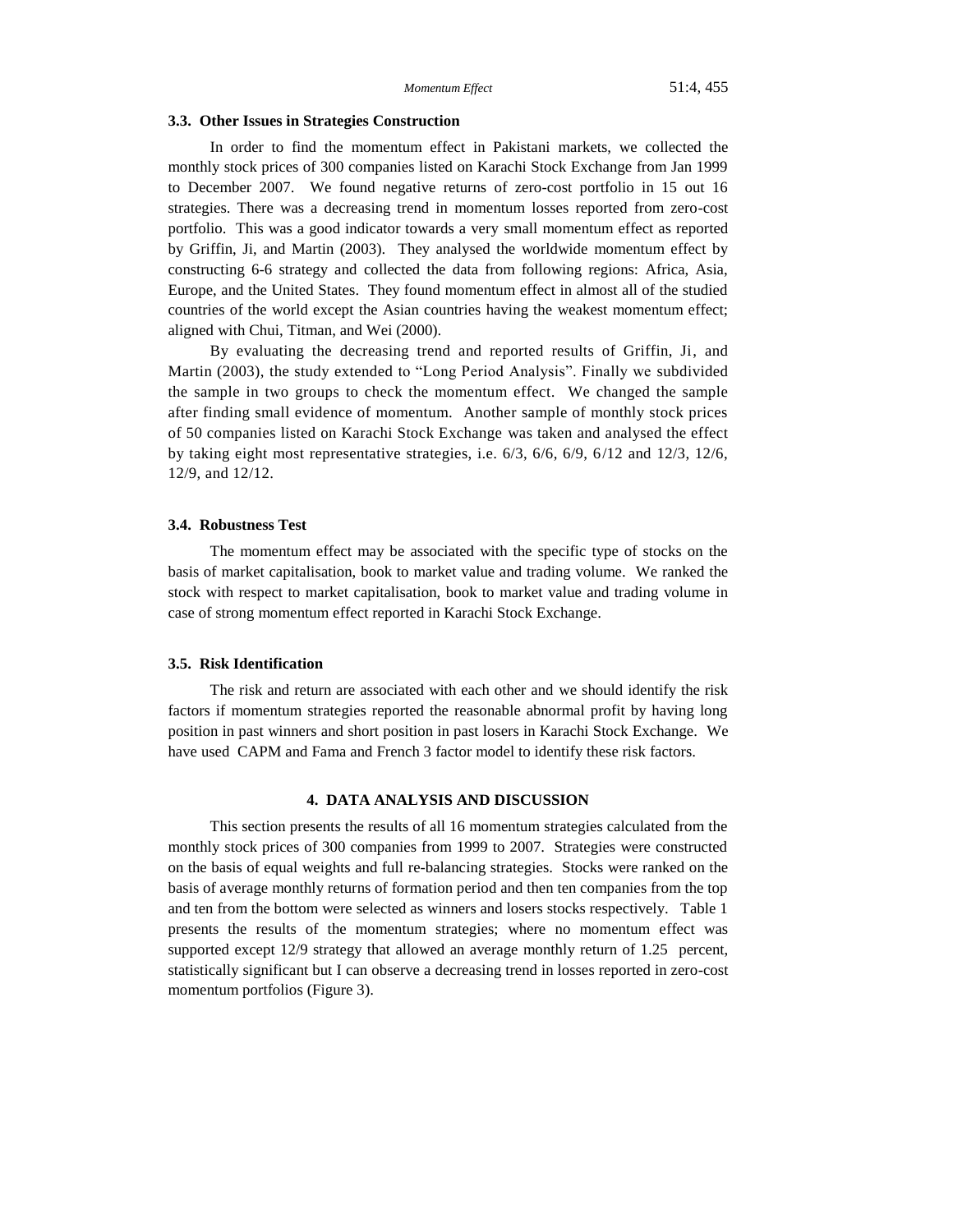### 3.3. Other Issues in Strategies Construction

In order to find the momentum effect in Pakistani markets, we collected the monthly stock prices of 300 companies listed on Karachi Stock Exchange from Jan 1999 to December 2007. We found negative returns of zero-cost portfolio in 15 out 16 strategies. There was a decreasing trend in momentum losses reported from zero-cost portfolio. This was a good indicator towards a very small momentum effect as reported by Griffin, Ji, and Martin (2003). They analysed the worldwide momentum effect by constructing 6-6 strategy and collected the data from following regions: Africa, Asia, Europe, and the United States. They found momentum effect in almost all of the studied countries of the world except the Asian countries having the weakest momentum effect; aligned with Chui, Titman, and Wei (2000).

By evaluating the decreasing trend and reported results of Griffin, Ji, and Martin (2003), the study extended to "Long Period Analysis". Finally we subdivided the sample in two groups to check the momentum effect. We changed the sample after finding small evidence of momentum. Another sample of monthly stock prices of 50 companies listed on Karachi Stock Exchange was taken and analysed the effect by taking eight most representative strategies, i.e. 6/3, 6/6, 6/9, 6/12 and 12/3, 12/6, 12/9, and 12/12.

### 3.4. Robustness Test

The momentum effect may be associated with the specific type of stocks on the basis of market capitalisation, book to market value and trading volume. We ranked the stock with respect to market capitalisation, book to market value and trading volume in case of strong momentum effect reported in Karachi Stock Exchange.

### 3.5. Risk Identification

The risk and return are associated with each other and we should identify the risk factors if momentum strategies reported the reasonable abnormal profit by having long position in past winners and short position in past losers in Karachi Stock Exchange. We have used CAPM and Fama and French 3 factor model to identify these risk factors.

## 4. DATA ANALYSIS AND DISCUSSION

This section presents the results of all 16 momentum strategies calculated from the monthly stock prices of 300 companies from 1999 to 2007. Strategies were constructed on the basis of equal weights and full re-balancing strategies. Stocks were ranked on the basis of average monthly returns of formation period and then ten companies from the top and ten from the bottom were selected as winners and losers stocks respectively. Table 1 presents the results of the momentum strategies; where no momentum effect was supported except 12/9 strategy that allowed an average monthly return of 1.25 percent, statistically significant but I can observe a decreasing trend in losses reported in zero-cost momentum portfolios (Figure 3).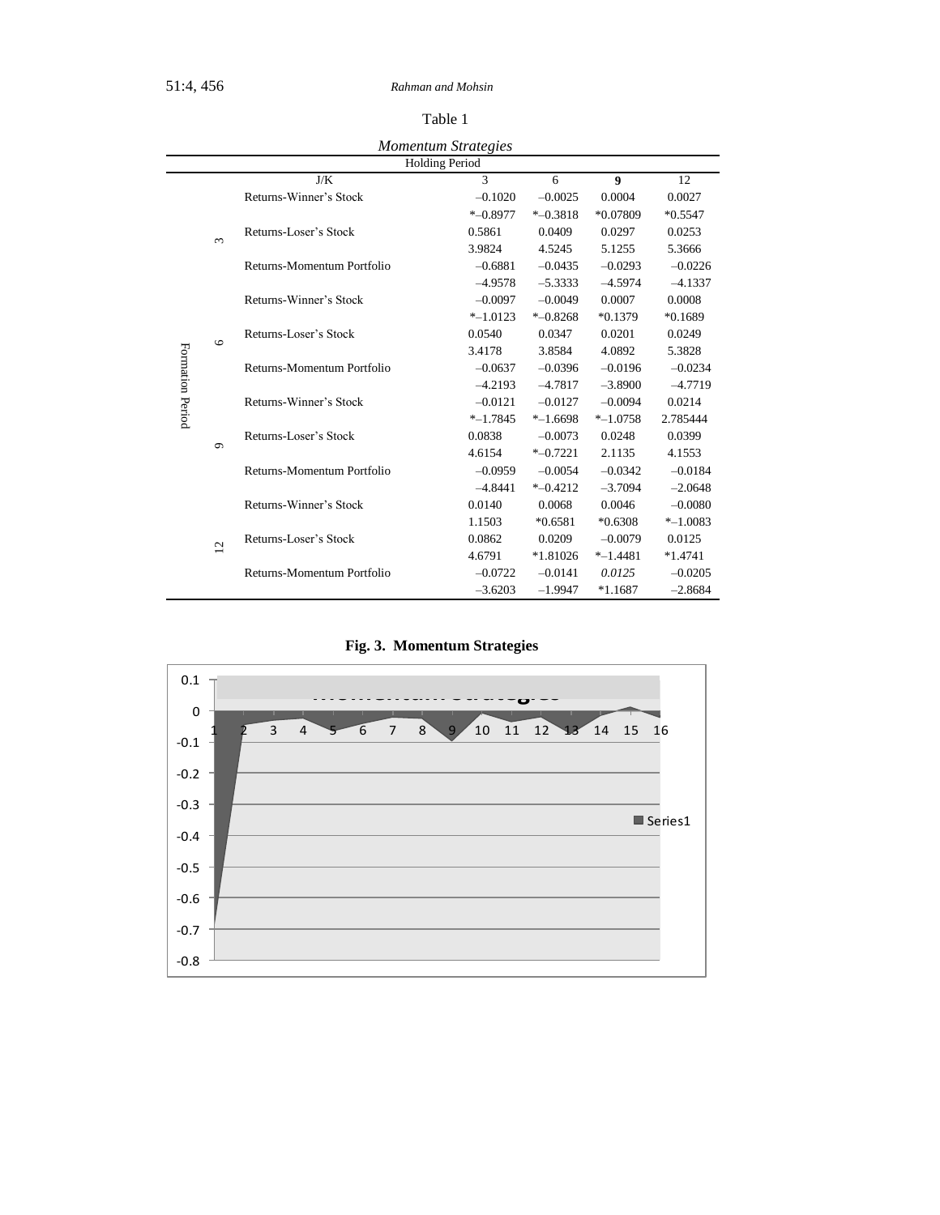Table 1

*Momentum Strategies*

| | | | Holding Period | | | |
|---|---|---|---|---|---|---|
| | | J/K | 3 | 6 | **9** | 12 |
| Formation Period | 3 | Returns-Winner's Stock | –0.1020 | –0.0025 | 0.0004 | 0.0027 |
| | | | *–0.8977 | *–0.3818 | *0.07809 | *0.5547 |
| | | Returns-Loser's Stock | 0.5861 | 0.0409 | 0.0297 | 0.0253 |
| | | | 3.9824 | 4.5245 | 5.1255 | 5.3666 |
| | | Returns-Momentum Portfolio | –0.6881 | –0.0435 | –0.0293 | –0.0226 |
| | | | –4.9578 | –5.3333 | –4.5974 | –4.1337 |
| | 6 | Returns-Winner's Stock | –0.0097 | –0.0049 | 0.0007 | 0.0008 |
| | | | *–1.0123 | *–0.8268 | *0.1379 | *0.1689 |
| | | Returns-Loser's Stock | 0.0540 | 0.0347 | 0.0201 | 0.0249 |
| | | | 3.4178 | 3.8584 | 4.0892 | 5.3828 |
| | | Returns-Momentum Portfolio | –0.0637 | –0.0396 | –0.0196 | –0.0234 |
| | | | –4.2193 | –4.7817 | –3.8900 | –4.7719 |
| | 9 | Returns-Winner's Stock | –0.0121 | –0.0127 | –0.0094 | 0.0214 |
| | | | *–1.7845 | *–1.6698 | *–1.0758 | 2.785444 |
| | | Returns-Loser's Stock | 0.0838 | –0.0073 | 0.0248 | 0.0399 |
| | | | 4.6154 | *–0.7221 | 2.1135 | 4.1553 |
| | | Returns-Momentum Portfolio | –0.0959 | –0.0054 | –0.0342 | –0.0184 |
| | | | –4.8441 | *–0.4212 | –3.7094 | –2.0648 |
| | 12 | Returns-Winner's Stock | 0.0140 | 0.0068 | 0.0046 | –0.0080 |
| | | | 1.1503 | *0.6581 | *0.6308 | *–1.0083 |
| | | Returns-Loser's Stock | 0.0862 | 0.0209 | –0.0079 | 0.0125 |
| | | | 4.6791 | *1.81026 | *–1.4481 | *1.4741 |
| | | Returns-Momentum Portfolio | –0.0722 | –0.0141 | *0.0125* | –0.0205 |
| | | | –3.6203 | –1.9947 | *1.1687 | –2.8684 |

**Fig. 3. Momentum Strategies**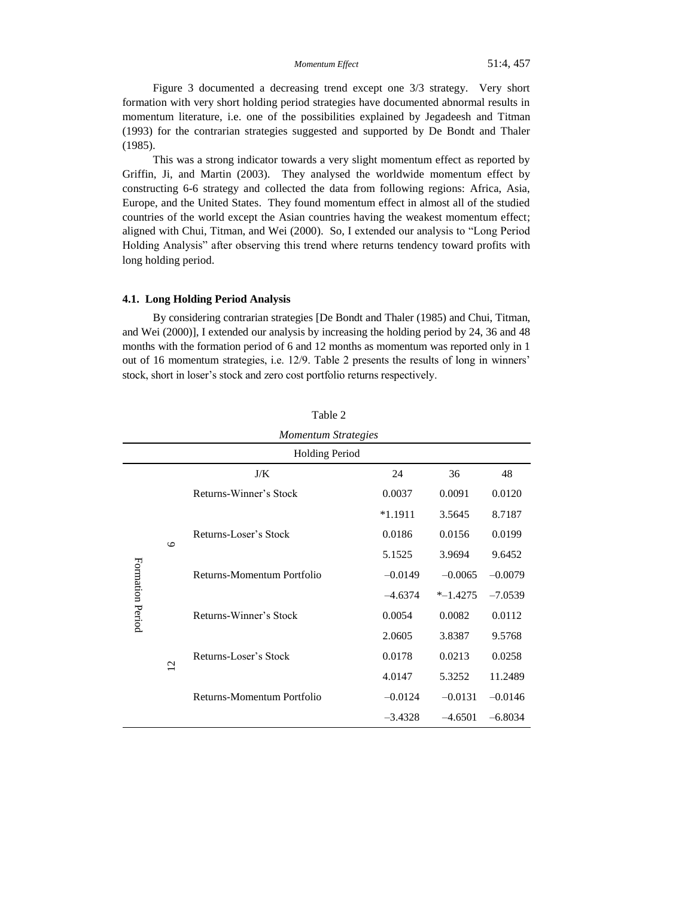Figure 3 documented a decreasing trend except one 3/3 strategy. Very short formation with very short holding period strategies have documented abnormal results in momentum literature, i.e. one of the possibilities explained by Jegadeesh and Titman (1993) for the contrarian strategies suggested and supported by De Bondt and Thaler (1985).

This was a strong indicator towards a very slight momentum effect as reported by Griffin, Ji, and Martin (2003). They analysed the worldwide momentum effect by constructing 6-6 strategy and collected the data from following regions: Africa, Asia, Europe, and the United States. They found momentum effect in almost all of the studied countries of the world except the Asian countries having the weakest momentum effect; aligned with Chui, Titman, and Wei (2000). So, I extended our analysis to "Long Period Holding Analysis" after observing this trend where returns tendency toward profits with long holding period.

### 4.1. Long Holding Period Analysis

By considering contrarian strategies [De Bondt and Thaler (1985) and Chui, Titman, and Wei (2000)], I extended our analysis by increasing the holding period by 24, 36 and 48 months with the formation period of 6 and 12 months as momentum was reported only in 1 out of 16 momentum strategies, i.e. 12/9. Table 2 presents the results of long in winners' stock, short in loser's stock and zero cost portfolio returns respectively.

Table 2

*Momentum Strategies*

| | | | Holding Period | | |
|---|---|---|---|---|---|
| | | J/K | 24 | 36 | 48 |
| Formation Period | 6 | Returns-Winner's Stock | 0.0037 | 0.0091 | 0.0120 |
| | | | *1.1911 | 3.5645 | 8.7187 |
| | | Returns-Loser's Stock | 0.0186 | 0.0156 | 0.0199 |
| | | | 5.1525 | 3.9694 | 9.6452 |
| | | Returns-Momentum Portfolio | –0.0149 | –0.0065 | –0.0079 |
| | | | –4.6374 | *–1.4275 | –7.0539 |
| | 12 | Returns-Winner's Stock | 0.0054 | 0.0082 | 0.0112 |
| | | | 2.0605 | 3.8387 | 9.5768 |
| | | Returns-Loser's Stock | 0.0178 | 0.0213 | 0.0258 |
| | | | 4.0147 | 5.3252 | 11.2489 |
| | | Returns-Momentum Portfolio | –0.0124 | –0.0131 | –0.0146 |
| | | | –3.4328 | –4.6501 | –6.8034 |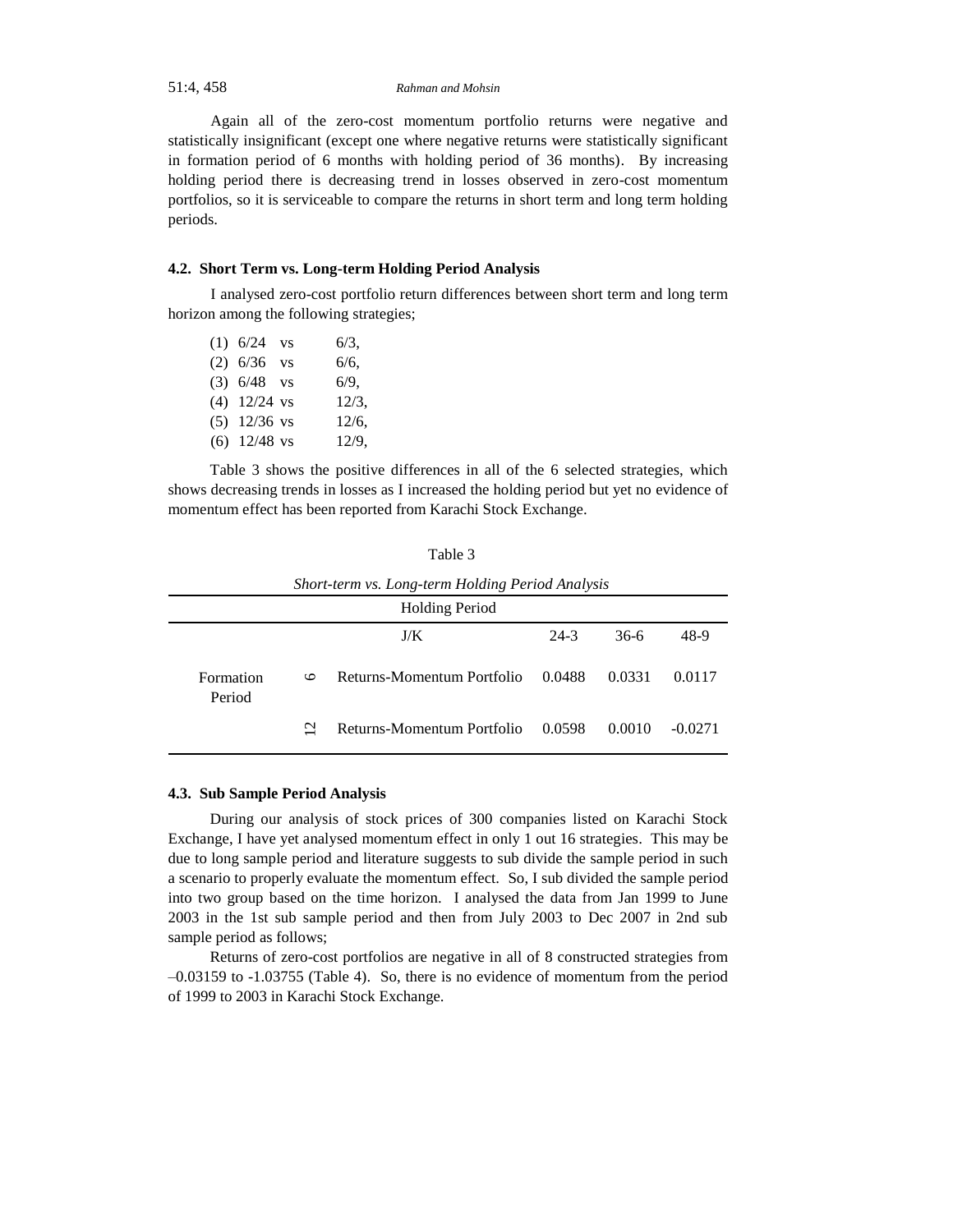Again all of the zero-cost momentum portfolio returns were negative and statistically insignificant (except one where negative returns were statistically significant in formation period of 6 months with holding period of 36 months). By increasing holding period there is decreasing trend in losses observed in zero-cost momentum portfolios, so it is serviceable to compare the returns in short term and long term holding periods.

### 4.2. Short Term vs. Long-term Holding Period Analysis

I analysed zero-cost portfolio return differences between short term and long term horizon among the following strategies;

(1) 6/24 vs 6/3,
(2) 6/36 vs 6/6,
(3) 6/48 vs 6/9,
(4) 12/24 vs 12/3,
(5) 12/36 vs 12/6,
(6) 12/48 vs 12/9,

Table 3 shows the positive differences in all of the 6 selected strategies, which shows decreasing trends in losses as I increased the holding period but yet no evidence of momentum effect has been reported from Karachi Stock Exchange.

Table 3

*Short-term vs. Long-term Holding Period Analysis*

| | | Holding Period | | | |
|---|---|---|---|---|---|
| | | J/K | 24-3 | 36-6 | 48-9 |
| Formation Period | 6 | Returns-Momentum Portfolio | 0.0488 | 0.0331 | 0.0117 |
| | 12 | Returns-Momentum Portfolio | 0.0598 | 0.0010 | -0.0271 |

### 4.3. Sub Sample Period Analysis

During our analysis of stock prices of 300 companies listed on Karachi Stock Exchange, I have yet analysed momentum effect in only 1 out 16 strategies. This may be due to long sample period and literature suggests to sub divide the sample period in such a scenario to properly evaluate the momentum effect. So, I sub divided the sample period into two group based on the time horizon. I analysed the data from Jan 1999 to June 2003 in the 1st sub sample period and then from July 2003 to Dec 2007 in 2nd sub sample period as follows;

Returns of zero-cost portfolios are negative in all of 8 constructed strategies from –0.03159 to -1.03755 (Table 4). So, there is no evidence of momentum from the period of 1999 to 2003 in Karachi Stock Exchange.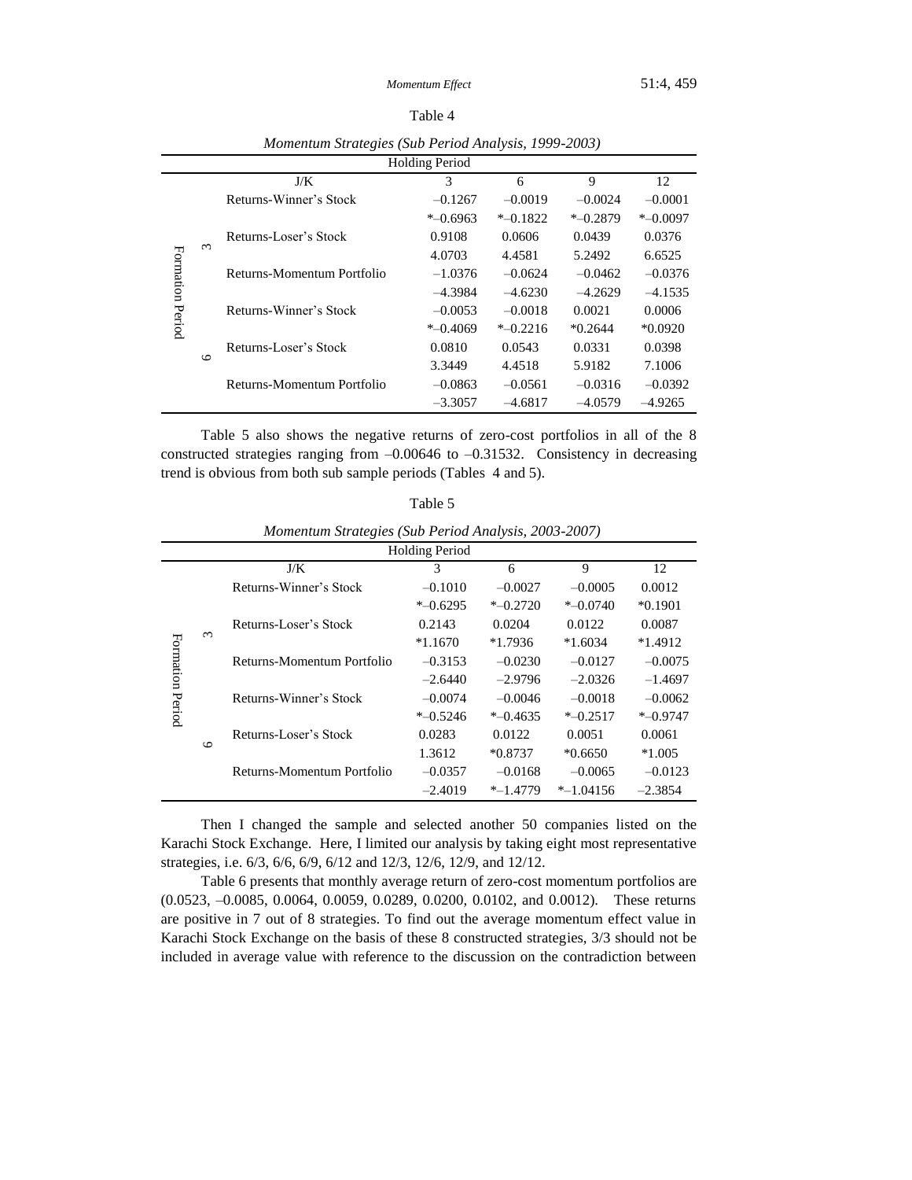Table 4

*Momentum Strategies (Sub Period Analysis, 1999-2003)*

| | | Holding Period | | | | |
|---|---|---|---|---|---|---|
| | | J/K | 3 | 6 | 9 | 12 |
| Formation Period | 3 | Returns-Winner's Stock | –0.1267 | –0.0019 | –0.0024 | –0.0001 |
| | | | *–0.6963 | *–0.1822 | *–0.2879 | *–0.0097 |
| | | Returns-Loser's Stock | 0.9108 | 0.0606 | 0.0439 | 0.0376 |
| | | | 4.0703 | 4.4581 | 5.2492 | 6.6525 |
| | | Returns-Momentum Portfolio | –1.0376 | –0.0624 | –0.0462 | –0.0376 |
| | | | –4.3984 | –4.6230 | –4.2629 | –4.1535 |
| | 6 | Returns-Winner's Stock | –0.0053 | –0.0018 | 0.0021 | 0.0006 |
| | | | *–0.4069 | *–0.2216 | *0.2644 | *0.0920 |
| | | Returns-Loser's Stock | 0.0810 | 0.0543 | 0.0331 | 0.0398 |
| | | | 3.3449 | 4.4518 | 5.9182 | 7.1006 |
| | | Returns-Momentum Portfolio | –0.0863 | –0.0561 | –0.0316 | –0.0392 |
| | | | –3.3057 | –4.6817 | –4.0579 | –4.9265 |

Table 5 also shows the negative returns of zero-cost portfolios in all of the 8 constructed strategies ranging from –0.00646 to –0.31532. Consistency in decreasing trend is obvious from both sub sample periods (Tables 4 and 5).

Table 5

*Momentum Strategies (Sub Period Analysis, 2003-2007)*

| | | Holding Period | | | | |
|---|---|---|---|---|---|---|
| | | J/K | 3 | 6 | 9 | 12 |
| Formation Period | 3 | Returns-Winner's Stock | –0.1010 | –0.0027 | –0.0005 | 0.0012 |
| | | | *–0.6295 | *–0.2720 | *–0.0740 | *0.1901 |
| | | Returns-Loser's Stock | 0.2143 | 0.0204 | 0.0122 | 0.0087 |
| | | | *1.1670 | *1.7936 | *1.6034 | *1.4912 |
| | | Returns-Momentum Portfolio | –0.3153 | –0.0230 | –0.0127 | –0.0075 |
| | | | –2.6440 | –2.9796 | –2.0326 | –1.4697 |
| | 6 | Returns-Winner's Stock | –0.0074 | –0.0046 | –0.0018 | –0.0062 |
| | | | *–0.5246 | *–0.4635 | *–0.2517 | *–0.9747 |
| | | Returns-Loser's Stock | 0.0283 | 0.0122 | 0.0051 | 0.0061 |
| | | | 1.3612 | *0.8737 | *0.6650 | *1.005 |
| | | Returns-Momentum Portfolio | –0.0357 | –0.0168 | –0.0065 | –0.0123 |
| | | | –2.4019 | *–1.4779 | *–1.04156 | –2.3854 |

Then I changed the sample and selected another 50 companies listed on the Karachi Stock Exchange. Here, I limited our analysis by taking eight most representative strategies, i.e. 6/3, 6/6, 6/9, 6/12 and 12/3, 12/6, 12/9, and 12/12.

Table 6 presents that monthly average return of zero-cost momentum portfolios are (0.0523, –0.0085, 0.0064, 0.0059, 0.0289, 0.0200, 0.0102, and 0.0012). These returns are positive in 7 out of 8 strategies. To find out the average momentum effect value in Karachi Stock Exchange on the basis of these 8 constructed strategies, 3/3 should not be included in average value with reference to the discussion on the contradiction between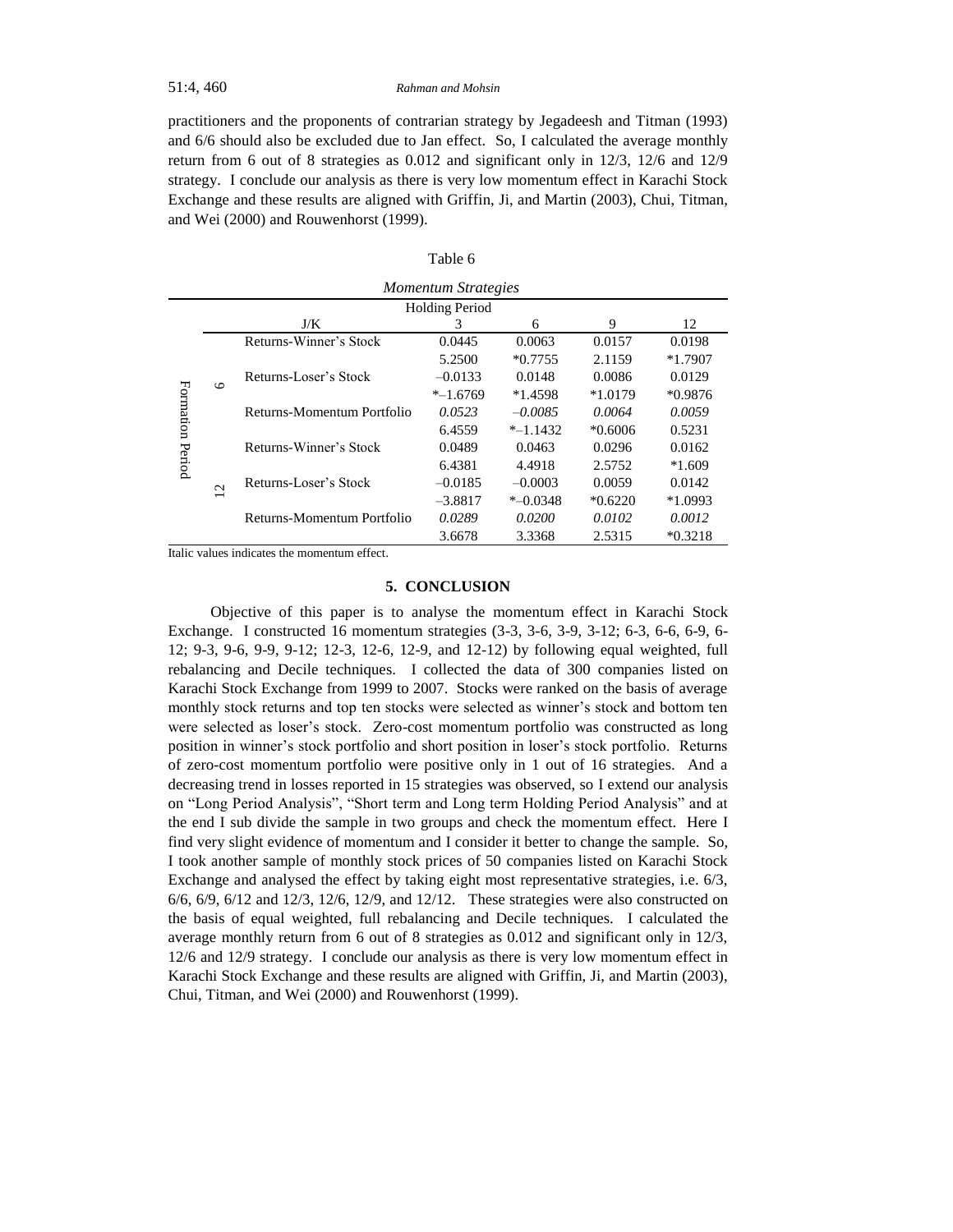practitioners and the proponents of contrarian strategy by Jegadeesh and Titman (1993) and 6/6 should also be excluded due to Jan effect. So, I calculated the average monthly return from 6 out of 8 strategies as 0.012 and significant only in 12/3, 12/6 and 12/9 strategy. I conclude our analysis as there is very low momentum effect in Karachi Stock Exchange and these results are aligned with Griffin, Ji, and Martin (2003), Chui, Titman, and Wei (2000) and Rouwenhorst (1999).

Table 6

*Momentum Strategies*

| | | | Holding Period | | | |
|---|---|---|---|---|---|---|
| | | J/K | 3 | 6 | 9 | 12 |
| Formation Period | 6 | Returns-Winner's Stock | 0.0445 | 0.0063 | 0.0157 | 0.0198 |
| | | | 5.2500 | *0.7755 | 2.1159 | *1.7907 |
| | | Returns-Loser's Stock | –0.0133 | 0.0148 | 0.0086 | 0.0129 |
| | | | *–1.6769 | *1.4598 | *1.0179 | *0.9876 |
| | | Returns-Momentum Portfolio | *0.0523* | *–0.0085* | *0.0064* | *0.0059* |
| | | | 6.4559 | *–1.1432 | *0.6006 | 0.5231 |
| | 12 | Returns-Winner's Stock | 0.0489 | 0.0463 | 0.0296 | 0.0162 |
| | | | 6.4381 | 4.4918 | 2.5752 | *1.609 |
| | | Returns-Loser's Stock | –0.0185 | –0.0003 | 0.0059 | 0.0142 |
| | | | –3.8817 | *–0.0348 | *0.6220 | *1.0993 |
| | | Returns-Momentum Portfolio | *0.0289* | *0.0200* | *0.0102* | *0.0012* |
| | | | 3.6678 | 3.3368 | 2.5315 | *0.3218 |

Italic values indicates the momentum effect.

## 5. CONCLUSION

Objective of this paper is to analyse the momentum effect in Karachi Stock Exchange. I constructed 16 momentum strategies (3-3, 3-6, 3-9, 3-12; 6-3, 6-6, 6-9, 6-12; 9-3, 9-6, 9-9, 9-12; 12-3, 12-6, 12-9, and 12-12) by following equal weighted, full rebalancing and Decile techniques. I collected the data of 300 companies listed on Karachi Stock Exchange from 1999 to 2007. Stocks were ranked on the basis of average monthly stock returns and top ten stocks were selected as winner's stock and bottom ten were selected as loser's stock. Zero-cost momentum portfolio was constructed as long position in winner's stock portfolio and short position in loser's stock portfolio. Returns of zero-cost momentum portfolio were positive only in 1 out of 16 strategies. And a decreasing trend in losses reported in 15 strategies was observed, so I extend our analysis on "Long Period Analysis", "Short term and Long term Holding Period Analysis" and at the end I sub divide the sample in two groups and check the momentum effect. Here I find very slight evidence of momentum and I consider it better to change the sample. So, I took another sample of monthly stock prices of 50 companies listed on Karachi Stock Exchange and analysed the effect by taking eight most representative strategies, i.e. 6/3, 6/6, 6/9, 6/12 and 12/3, 12/6, 12/9, and 12/12. These strategies were also constructed on the basis of equal weighted, full rebalancing and Decile techniques. I calculated the average monthly return from 6 out of 8 strategies as 0.012 and significant only in 12/3, 12/6 and 12/9 strategy. I conclude our analysis as there is very low momentum effect in Karachi Stock Exchange and these results are aligned with Griffin, Ji, and Martin (2003), Chui, Titman, and Wei (2000) and Rouwenhorst (1999).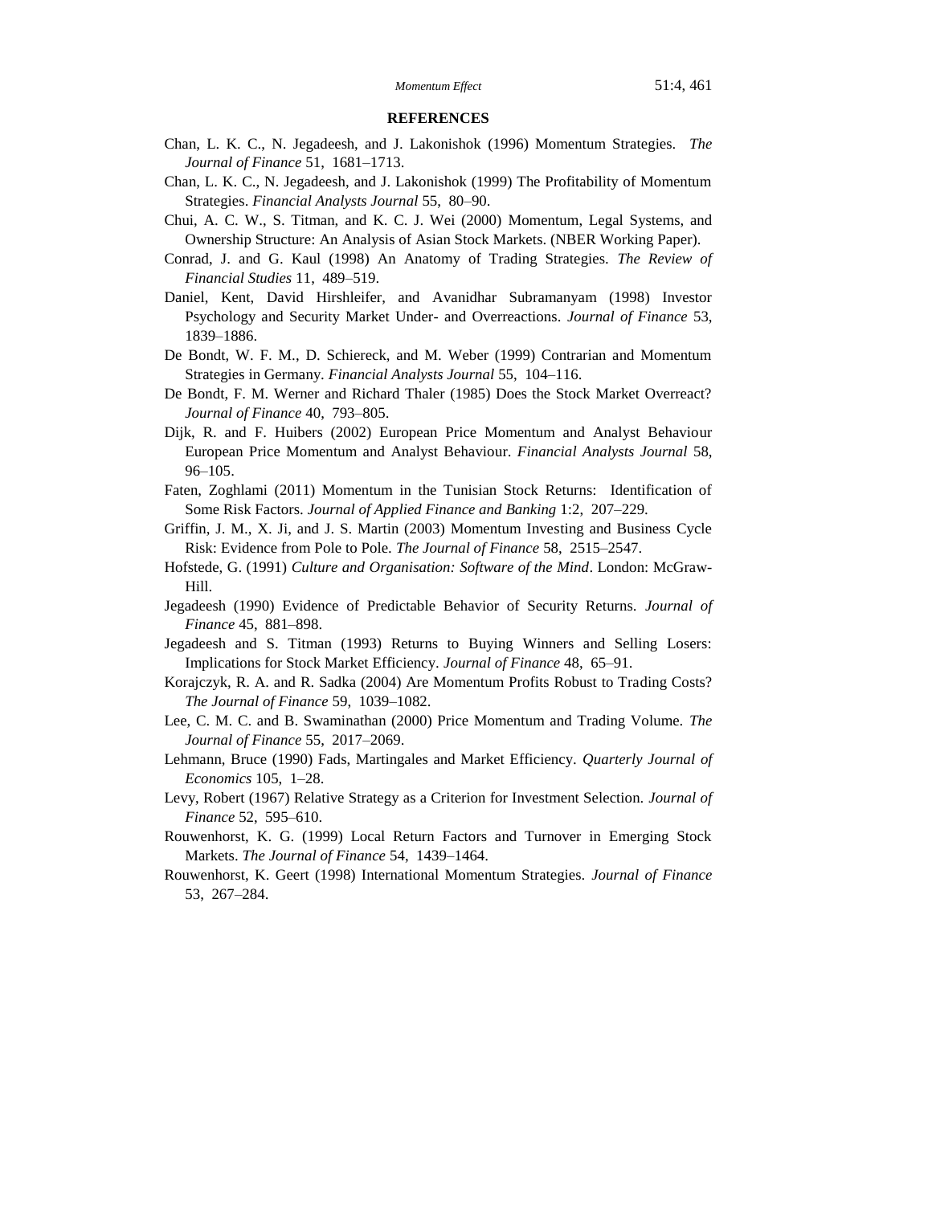## REFERENCES

Chan, L. K. C., N. Jegadeesh, and J. Lakonishok (1996) Momentum Strategies. *The Journal of Finance* 51, 1681–1713.

Chan, L. K. C., N. Jegadeesh, and J. Lakonishok (1999) The Profitability of Momentum Strategies. *Financial Analysts Journal* 55, 80–90.

Chui, A. C. W., S. Titman, and K. C. J. Wei (2000) Momentum, Legal Systems, and Ownership Structure: An Analysis of Asian Stock Markets. (NBER Working Paper).

Conrad, J. and G. Kaul (1998) An Anatomy of Trading Strategies. *The Review of Financial Studies* 11, 489–519.

Daniel, Kent, David Hirshleifer, and Avanidhar Subramanyam (1998) Investor Psychology and Security Market Under- and Overreactions. *Journal of Finance* 53, 1839–1886.

De Bondt, W. F. M., D. Schiereck, and M. Weber (1999) Contrarian and Momentum Strategies in Germany. *Financial Analysts Journal* 55, 104–116.

De Bondt, F. M. Werner and Richard Thaler (1985) Does the Stock Market Overreact? *Journal of Finance* 40, 793–805.

Dijk, R. and F. Huibers (2002) European Price Momentum and Analyst Behaviour European Price Momentum and Analyst Behaviour. *Financial Analysts Journal* 58, 96–105.

Faten, Zoghlami (2011) Momentum in the Tunisian Stock Returns: Identification of Some Risk Factors. *Journal of Applied Finance and Banking* 1:2, 207–229.

Griffin, J. M., X. Ji, and J. S. Martin (2003) Momentum Investing and Business Cycle Risk: Evidence from Pole to Pole. *The Journal of Finance* 58, 2515–2547.

Hofstede, G. (1991) *Culture and Organisation: Software of the Mind*. London: McGraw-Hill.

Jegadeesh (1990) Evidence of Predictable Behavior of Security Returns. *Journal of Finance* 45, 881–898.

Jegadeesh and S. Titman (1993) Returns to Buying Winners and Selling Losers: Implications for Stock Market Efficiency. *Journal of Finance* 48, 65–91.

Korajczyk, R. A. and R. Sadka (2004) Are Momentum Profits Robust to Trading Costs? *The Journal of Finance* 59, 1039–1082.

Lee, C. M. C. and B. Swaminathan (2000) Price Momentum and Trading Volume. *The Journal of Finance* 55, 2017–2069.

Lehmann, Bruce (1990) Fads, Martingales and Market Efficiency. *Quarterly Journal of Economics* 105, 1–28.

Levy, Robert (1967) Relative Strategy as a Criterion for Investment Selection. *Journal of Finance* 52, 595–610.

Rouwenhorst, K. G. (1999) Local Return Factors and Turnover in Emerging Stock Markets. *The Journal of Finance* 54, 1439–1464.

Rouwenhorst, K. Geert (1998) International Momentum Strategies. *Journal of Finance* 53, 267–284.